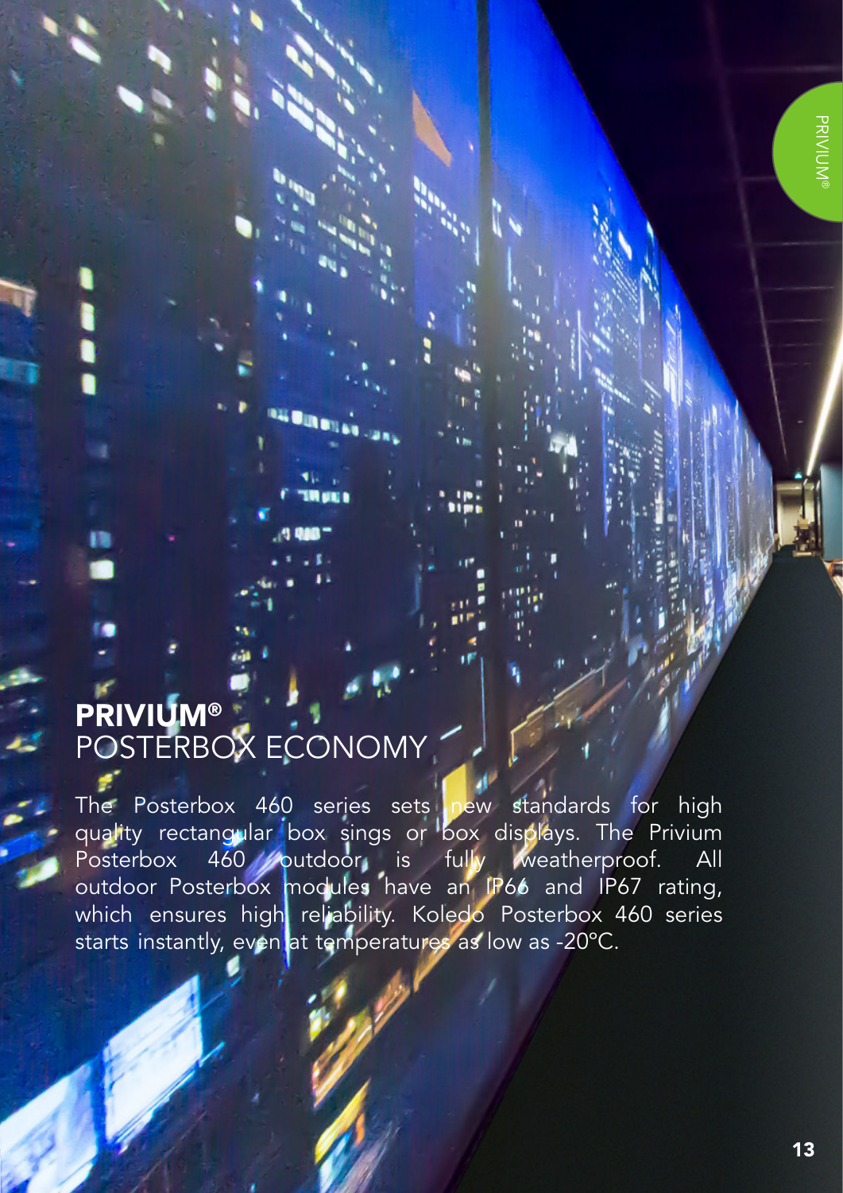# PRIVIUM®
## POSTERBOX ECONOMY

The Posterbox 460 series sets new standards for high quality rectangular box sings or box displays. The Privium Posterbox 460 outdoor is fully weatherproof. All outdoor Posterbox modules have an IP66 and IP67 rating, which ensures high reliability. Koledo Posterbox 460 series starts instantly, even at temperatures as low as -20°C.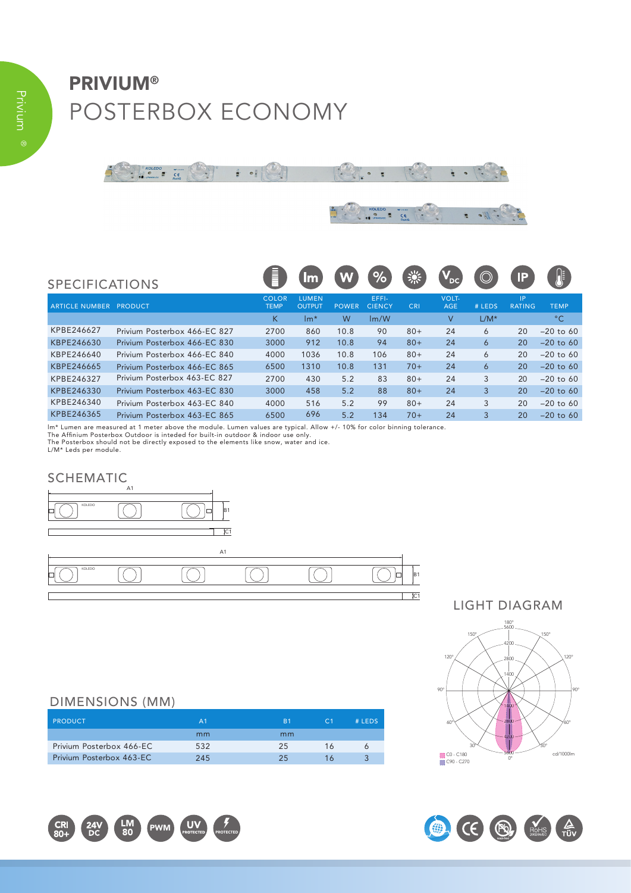# PRIVIUM®

## POSTERBOX ECONOMY

## SPECIFICATIONS

| ARTICLE NUMBER | PRODUCT | COLOR TEMP | LUMEN OUTPUT | POWER | EFFI-CIENCY | CRI | VOLT-AGE | # LEDS | IP RATING | TEMP |
|---|---|---|---|---|---|---|---|---|---|---|
| | | K | lm* | W | lm/W | | V | L/M* | | °C |
| KPBE246627 | Privium Posterbox 466-EC 827 | 2700 | 860 | 10.8 | 90 | 80+ | 24 | 6 | 20 | −20 to 60 |
| KPBE246630 | Privium Posterbox 466-EC 830 | 3000 | 912 | 10.8 | 94 | 80+ | 24 | 6 | 20 | −20 to 60 |
| KPBE246640 | Privium Posterbox 466-EC 840 | 4000 | 1036 | 10.8 | 106 | 80+ | 24 | 6 | 20 | −20 to 60 |
| KPBE246665 | Privium Posterbox 466-EC 865 | 6500 | 1310 | 10.8 | 131 | 70+ | 24 | 6 | 20 | −20 to 60 |
| KPBE246327 | Privium Posterbox 463-EC 827 | 2700 | 430 | 5.2 | 83 | 80+ | 24 | 3 | 20 | −20 to 60 |
| KPBE246330 | Privium Posterbox 463-EC 830 | 3000 | 458 | 5.2 | 88 | 80+ | 24 | 3 | 20 | −20 to 60 |
| KPBE246340 | Privium Posterbox 463-EC 840 | 4000 | 516 | 5.2 | 99 | 80+ | 24 | 3 | 20 | −20 to 60 |
| KPBE246365 | Privium Posterbox 463-EC 865 | 6500 | 696 | 5.2 | 134 | 70+ | 24 | 3 | 20 | −20 to 60 |

lm* Lumen are measured at 1 meter above the module. Lumen values are typical. Allow +/- 10% for color binning tolerance.
The Affinium Posterbox Outdoor is inteded for built-in outdoor & indoor use only.
The Posterbox should not be directly exposed to the elements like snow, water and ice.
L/M* Leds per module.

## SCHEMATIC

A1
B1
C1

## LIGHT DIAGRAM

180°
150°
120°
90°
60°
30°
0°
5600
4200
2800
1400
C0 - C180
C90 - C270
cd/1000lm

## DIMENSIONS (MM)

| PRODUCT | A1 | B1 | C1 | # LEDS |
|---|---|---|---|---|
| | mm | mm | | |
| Privium Posterbox 466-EC | 532 | 25 | 16 | 6 |
| Privium Posterbox 463-EC | 245 | 25 | 16 | 3 |

CRI 80+ | 24V DC | LM 80 | PWM | UV PROTECTED | PROTECTED

CE | RoHS 2002/95/EC | TÜV